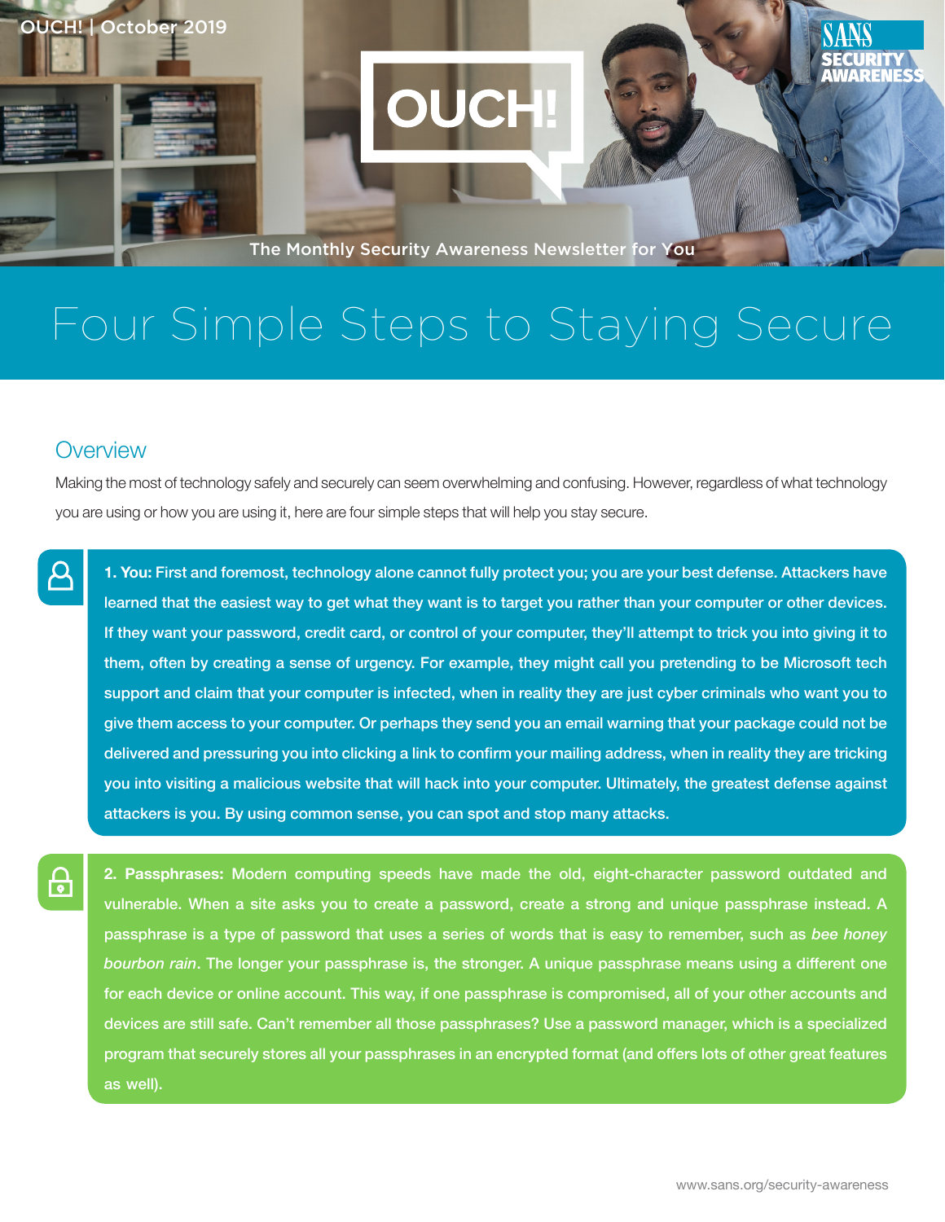OUCH! | October 2019

# OUCH!

The Monthly Security Awareness Newsletter for You

# Four Simple Steps to Staying Secure

## Overview

Making the most of technology safely and securely can seem overwhelming and confusing. However, regardless of what technology you are using or how you are using it, here are four simple steps that will help you stay secure.

**1. You:** First and foremost, technology alone cannot fully protect you; you are your best defense. Attackers have learned that the easiest way to get what they want is to target you rather than your computer or other devices. If they want your password, credit card, or control of your computer, they'll attempt to trick you into giving it to them, often by creating a sense of urgency. For example, they might call you pretending to be Microsoft tech support and claim that your computer is infected, when in reality they are just cyber criminals who want you to give them access to your computer. Or perhaps they send you an email warning that your package could not be delivered and pressuring you into clicking a link to confirm your mailing address, when in reality they are tricking you into visiting a malicious website that will hack into your computer. Ultimately, the greatest defense against attackers is you. By using common sense, you can spot and stop many attacks.

**2. Passphrases:** Modern computing speeds have made the old, eight-character password outdated and vulnerable. When a site asks you to create a password, create a strong and unique passphrase instead. A passphrase is a type of password that uses a series of words that is easy to remember, such as *bee honey bourbon rain*. The longer your passphrase is, the stronger. A unique passphrase means using a different one for each device or online account. This way, if one passphrase is compromised, all of your other accounts and devices are still safe. Can't remember all those passphrases? Use a password manager, which is a specialized program that securely stores all your passphrases in an encrypted format (and offers lots of other great features as well).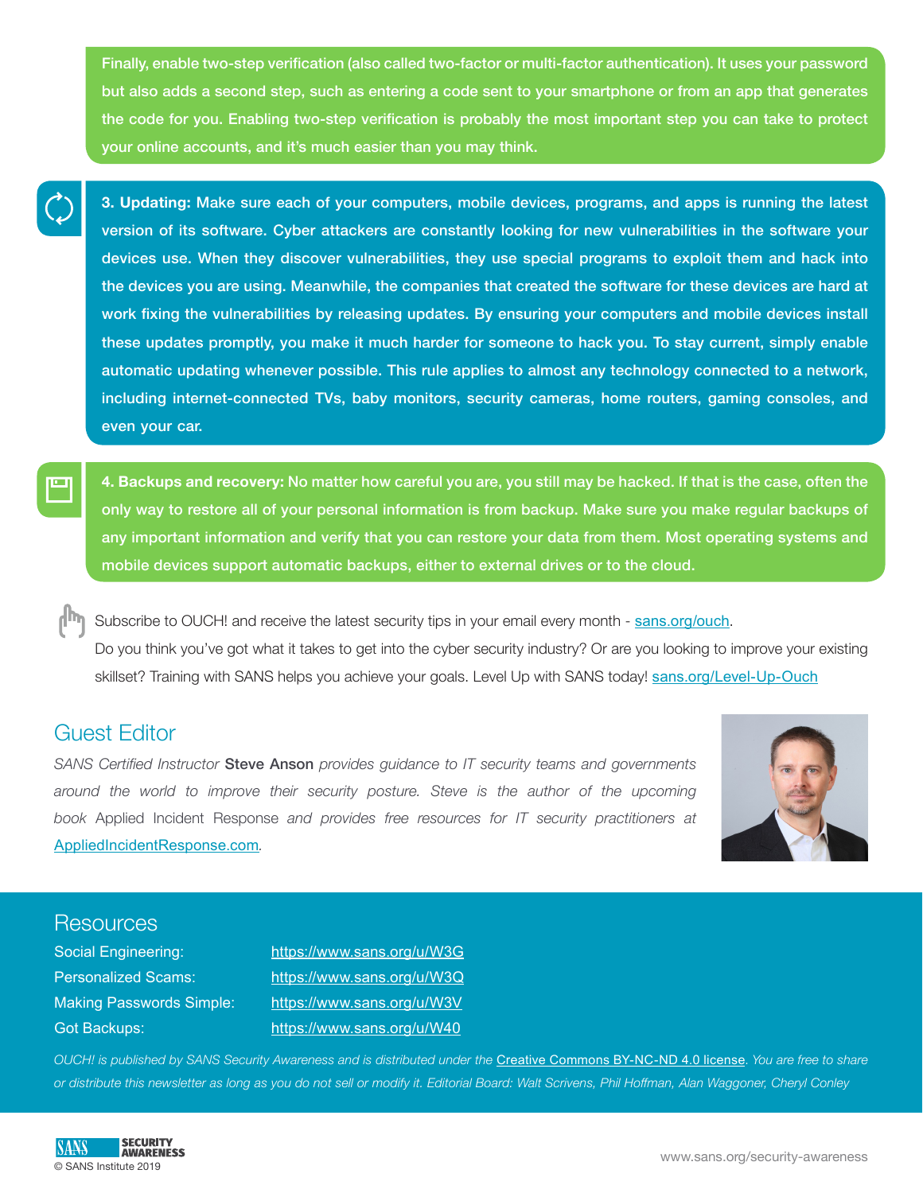Finally, enable two-step verification (also called two-factor or multi-factor authentication). It uses your password but also adds a second step, such as entering a code sent to your smartphone or from an app that generates the code for you. Enabling two-step verification is probably the most important step you can take to protect your online accounts, and it's much easier than you may think.

**3. Updating:** Make sure each of your computers, mobile devices, programs, and apps is running the latest version of its software. Cyber attackers are constantly looking for new vulnerabilities in the software your devices use. When they discover vulnerabilities, they use special programs to exploit them and hack into the devices you are using. Meanwhile, the companies that created the software for these devices are hard at work fixing the vulnerabilities by releasing updates. By ensuring your computers and mobile devices install these updates promptly, you make it much harder for someone to hack you. To stay current, simply enable automatic updating whenever possible. This rule applies to almost any technology connected to a network, including internet-connected TVs, baby monitors, security cameras, home routers, gaming consoles, and even your car.

**4. Backups and recovery:** No matter how careful you are, you still may be hacked. If that is the case, often the only way to restore all of your personal information is from backup. Make sure you make regular backups of any important information and verify that you can restore your data from them. Most operating systems and mobile devices support automatic backups, either to external drives or to the cloud.

Subscribe to OUCH! and receive the latest security tips in your email every month - sans.org/ouch.
Do you think you've got what it takes to get into the cyber security industry? Or are you looking to improve your existing skillset? Training with SANS helps you achieve your goals. Level Up with SANS today! sans.org/Level-Up-Ouch

## Guest Editor

*SANS Certified Instructor* **Steve Anson** *provides guidance to IT security teams and governments around the world to improve their security posture. Steve is the author of the upcoming book* Applied Incident Response *and provides free resources for IT security practitioners at* AppliedIncidentResponse.com.

## Resources

| | |
|---|---|
| Social Engineering: | https://www.sans.org/u/W3G |
| Personalized Scams: | https://www.sans.org/u/W3Q |
| Making Passwords Simple: | https://www.sans.org/u/W3V |
| Got Backups: | https://www.sans.org/u/W40 |

*OUCH! is published by SANS Security Awareness and is distributed under the* Creative Commons BY-NC-ND 4.0 license*. You are free to share or distribute this newsletter as long as you do not sell or modify it. Editorial Board: Walt Scrivens, Phil Hoffman, Alan Waggoner, Cheryl Conley*

SANS SECURITY AWARENESS
© SANS Institute 2019

www.sans.org/security-awareness